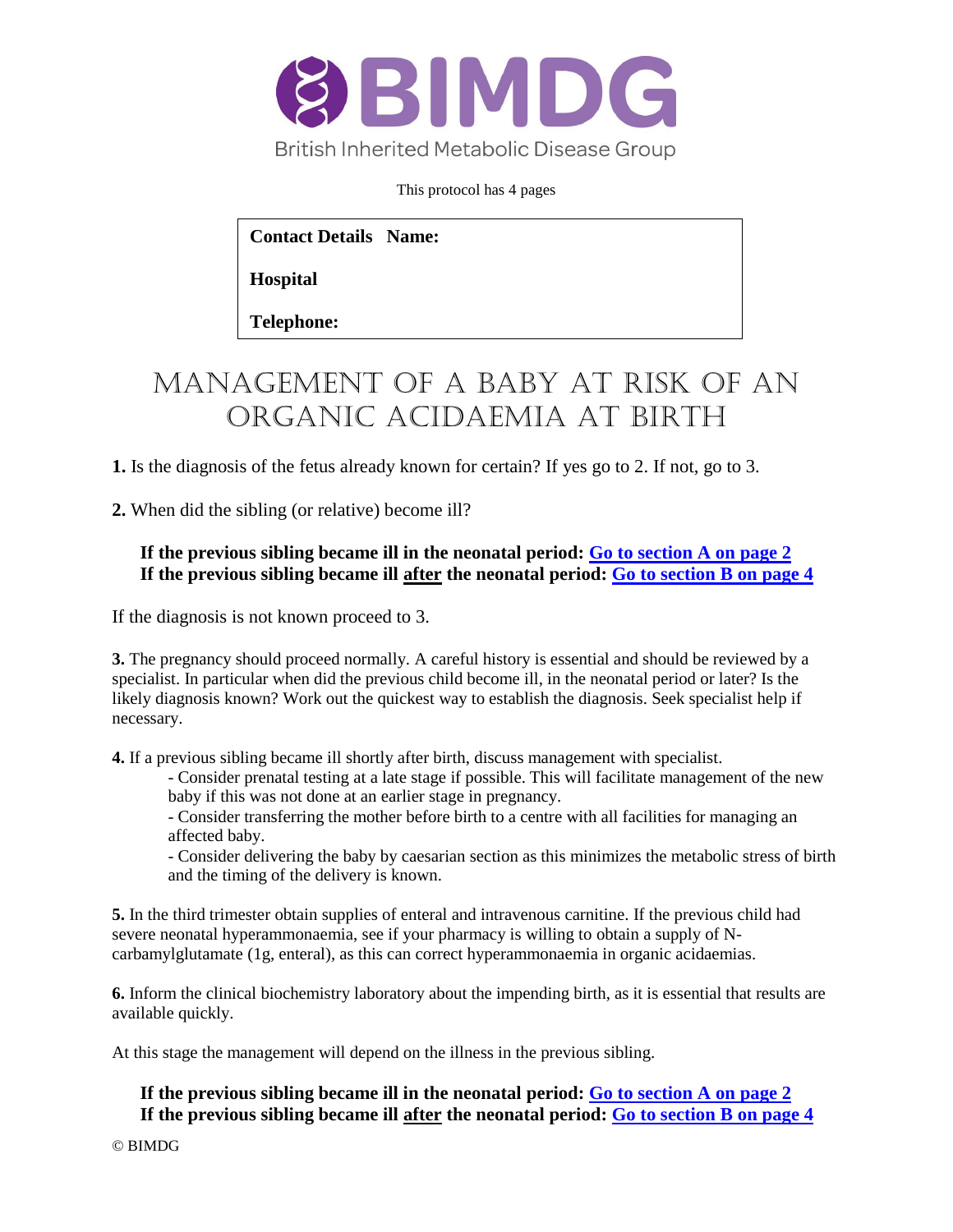BIMDG

British Inherited Metabolic Disease Group

This protocol has 4 pages

| **Contact Details Name:** |
|---|
| **Hospital** |
| **Telephone:** |

# MANAGEMENT OF A BABY AT RISK OF AN ORGANIC ACIDAEMIA AT BIRTH

**1.** Is the diagnosis of the fetus already known for certain? If yes go to 2. If not, go to 3.

**2.** When did the sibling (or relative) become ill?

**If the previous sibling became ill in the neonatal period: Go to section A on page 2**
**If the previous sibling became ill after the neonatal period: Go to section B on page 4**

If the diagnosis is not known proceed to 3.

**3.** The pregnancy should proceed normally. A careful history is essential and should be reviewed by a specialist. In particular when did the previous child become ill, in the neonatal period or later? Is the likely diagnosis known? Work out the quickest way to establish the diagnosis. Seek specialist help if necessary.

**4.** If a previous sibling became ill shortly after birth, discuss management with specialist.

- Consider prenatal testing at a late stage if possible. This will facilitate management of the new baby if this was not done at an earlier stage in pregnancy.
- Consider transferring the mother before birth to a centre with all facilities for managing an affected baby.
- Consider delivering the baby by caesarian section as this minimizes the metabolic stress of birth and the timing of the delivery is known.

**5.** In the third trimester obtain supplies of enteral and intravenous carnitine. If the previous child had severe neonatal hyperammonaemia, see if your pharmacy is willing to obtain a supply of N-carbamylglutamate (1g, enteral), as this can correct hyperammonaemia in organic acidaemias.

**6.** Inform the clinical biochemistry laboratory about the impending birth, as it is essential that results are available quickly.

At this stage the management will depend on the illness in the previous sibling.

**If the previous sibling became ill in the neonatal period: Go to section A on page 2**
**If the previous sibling became ill after the neonatal period: Go to section B on page 4**

© BIMDG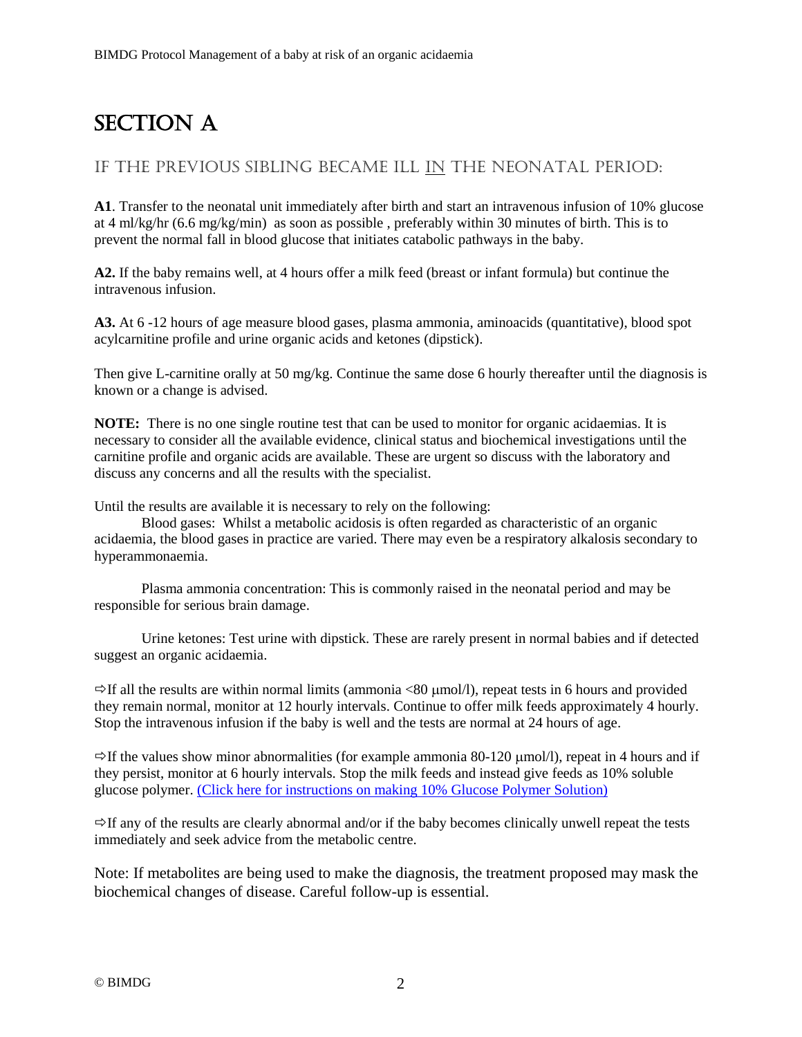# SECTION A

## IF THE PREVIOUS SIBLING BECAME ILL IN THE NEONATAL PERIOD:

**A1**. Transfer to the neonatal unit immediately after birth and start an intravenous infusion of 10% glucose at 4 ml/kg/hr (6.6 mg/kg/min) as soon as possible , preferably within 30 minutes of birth. This is to prevent the normal fall in blood glucose that initiates catabolic pathways in the baby.

**A2.** If the baby remains well, at 4 hours offer a milk feed (breast or infant formula) but continue the intravenous infusion.

**A3.** At 6 -12 hours of age measure blood gases, plasma ammonia, aminoacids (quantitative), blood spot acylcarnitine profile and urine organic acids and ketones (dipstick).

Then give L-carnitine orally at 50 mg/kg. Continue the same dose 6 hourly thereafter until the diagnosis is known or a change is advised.

**NOTE:** There is no one single routine test that can be used to monitor for organic acidaemias. It is necessary to consider all the available evidence, clinical status and biochemical investigations until the carnitine profile and organic acids are available. These are urgent so discuss with the laboratory and discuss any concerns and all the results with the specialist.

Until the results are available it is necessary to rely on the following:

Blood gases: Whilst a metabolic acidosis is often regarded as characteristic of an organic acidaemia, the blood gases in practice are varied. There may even be a respiratory alkalosis secondary to hyperammonaemia.

Plasma ammonia concentration: This is commonly raised in the neonatal period and may be responsible for serious brain damage.

Urine ketones: Test urine with dipstick. These are rarely present in normal babies and if detected suggest an organic acidaemia.

⇨If all the results are within normal limits (ammonia <80 μmol/l), repeat tests in 6 hours and provided they remain normal, monitor at 12 hourly intervals. Continue to offer milk feeds approximately 4 hourly. Stop the intravenous infusion if the baby is well and the tests are normal at 24 hours of age.

⇨If the values show minor abnormalities (for example ammonia 80-120 μmol/l), repeat in 4 hours and if they persist, monitor at 6 hourly intervals. Stop the milk feeds and instead give feeds as 10% soluble glucose polymer. (Click here for instructions on making 10% Glucose Polymer Solution)

⇨If any of the results are clearly abnormal and/or if the baby becomes clinically unwell repeat the tests immediately and seek advice from the metabolic centre.

Note: If metabolites are being used to make the diagnosis, the treatment proposed may mask the biochemical changes of disease. Careful follow-up is essential.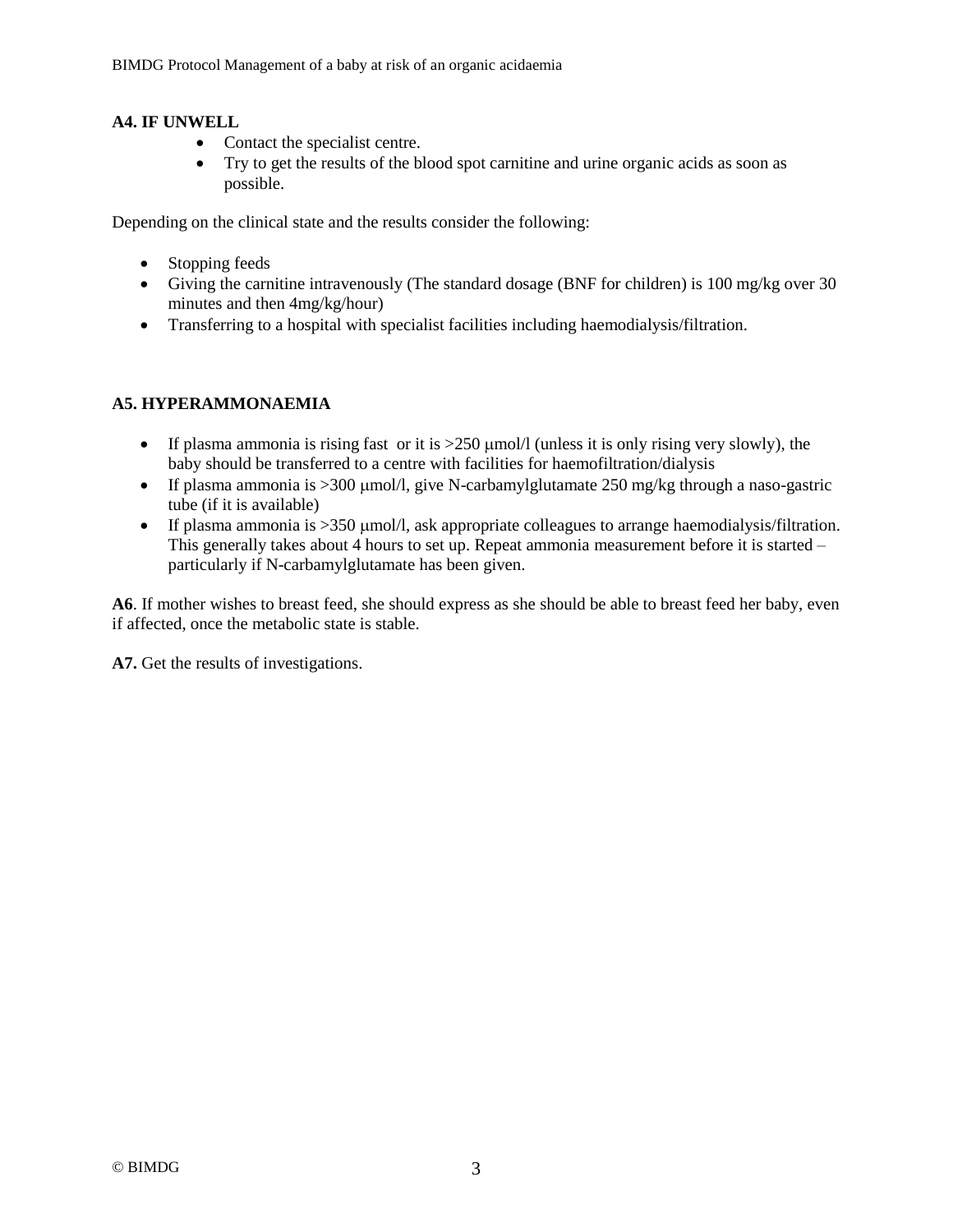### A4. IF UNWELL

- Contact the specialist centre.
- Try to get the results of the blood spot carnitine and urine organic acids as soon as possible.

Depending on the clinical state and the results consider the following:

- Stopping feeds
- Giving the carnitine intravenously (The standard dosage (BNF for children) is 100 mg/kg over 30 minutes and then 4mg/kg/hour)
- Transferring to a hospital with specialist facilities including haemodialysis/filtration.

### A5. HYPERAMMONAEMIA

- If plasma ammonia is rising fast or it is >250 μmol/l (unless it is only rising very slowly), the baby should be transferred to a centre with facilities for haemofiltration/dialysis
- If plasma ammonia is >300 μmol/l, give N-carbamylglutamate 250 mg/kg through a naso-gastric tube (if it is available)
- If plasma ammonia is >350 μmol/l, ask appropriate colleagues to arrange haemodialysis/filtration. This generally takes about 4 hours to set up. Repeat ammonia measurement before it is started – particularly if N-carbamylglutamate has been given.

**A6**. If mother wishes to breast feed, she should express as she should be able to breast feed her baby, even if affected, once the metabolic state is stable.

**A7.** Get the results of investigations.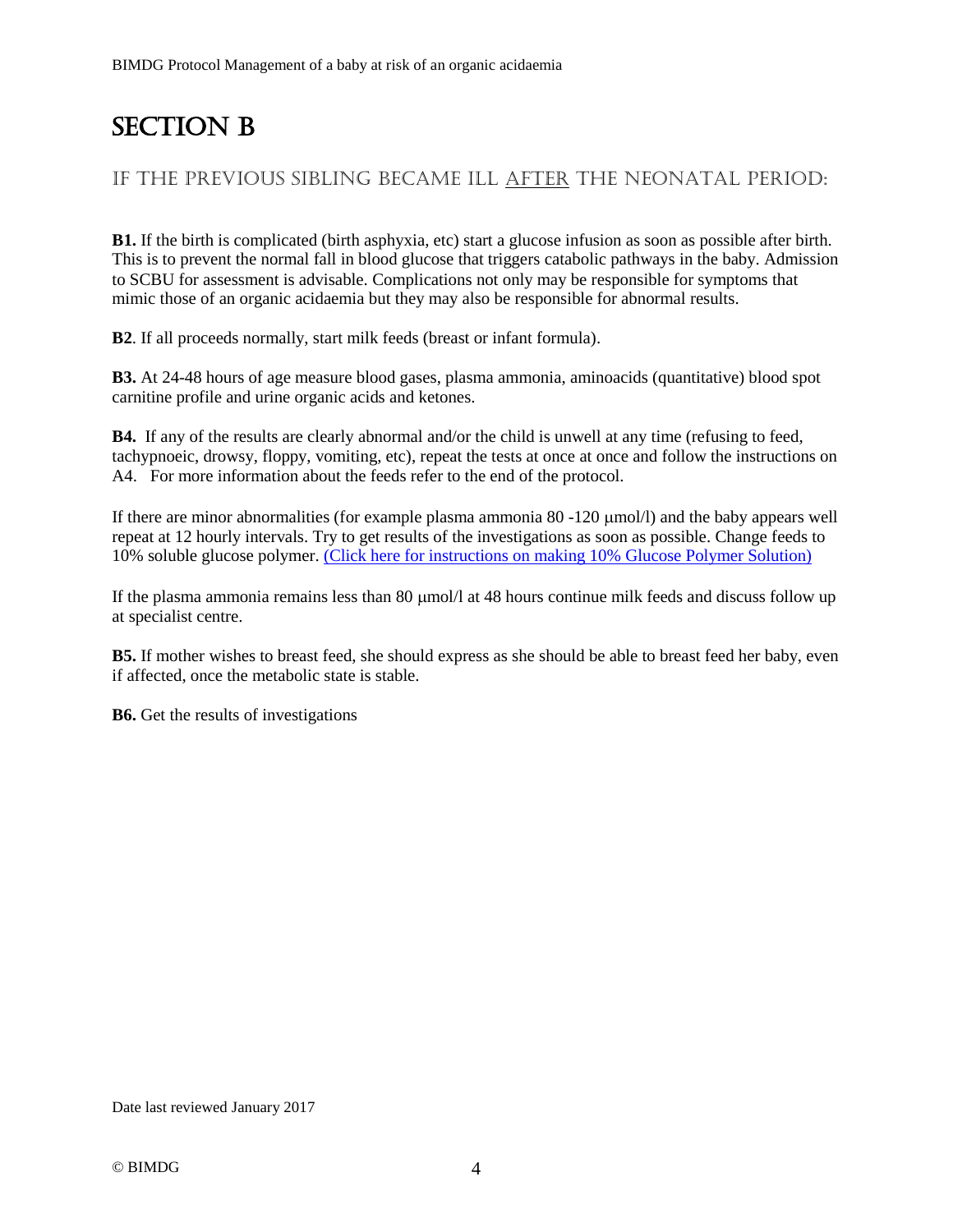# SECTION B

## IF THE PREVIOUS SIBLING BECAME ILL AFTER THE NEONATAL PERIOD:

**B1.** If the birth is complicated (birth asphyxia, etc) start a glucose infusion as soon as possible after birth. This is to prevent the normal fall in blood glucose that triggers catabolic pathways in the baby. Admission to SCBU for assessment is advisable. Complications not only may be responsible for symptoms that mimic those of an organic acidaemia but they may also be responsible for abnormal results.

**B2**. If all proceeds normally, start milk feeds (breast or infant formula).

**B3.** At 24-48 hours of age measure blood gases, plasma ammonia, aminoacids (quantitative) blood spot carnitine profile and urine organic acids and ketones.

**B4.** If any of the results are clearly abnormal and/or the child is unwell at any time (refusing to feed, tachypnoeic, drowsy, floppy, vomiting, etc), repeat the tests at once at once and follow the instructions on A4. For more information about the feeds refer to the end of the protocol.

If there are minor abnormalities (for example plasma ammonia 80 -120 μmol/l) and the baby appears well repeat at 12 hourly intervals. Try to get results of the investigations as soon as possible. Change feeds to 10% soluble glucose polymer. (Click here for instructions on making 10% Glucose Polymer Solution)

If the plasma ammonia remains less than 80 μmol/l at 48 hours continue milk feeds and discuss follow up at specialist centre.

**B5.** If mother wishes to breast feed, she should express as she should be able to breast feed her baby, even if affected, once the metabolic state is stable.

**B6.** Get the results of investigations

Date last reviewed January 2017